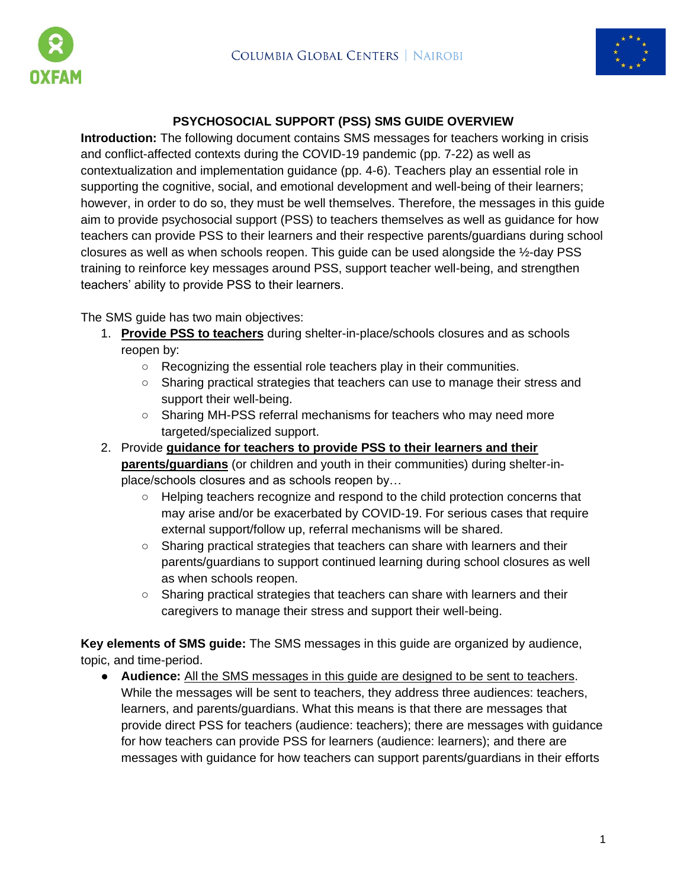COLUMBIA GLOBAL CENTERS | NAIROBI

## PSYCHOSOCIAL SUPPORT (PSS) SMS GUIDE OVERVIEW

**Introduction:** The following document contains SMS messages for teachers working in crisis and conflict-affected contexts during the COVID-19 pandemic (pp. 7-22) as well as contextualization and implementation guidance (pp. 4-6). Teachers play an essential role in supporting the cognitive, social, and emotional development and well-being of their learners; however, in order to do so, they must be well themselves. Therefore, the messages in this guide aim to provide psychosocial support (PSS) to teachers themselves as well as guidance for how teachers can provide PSS to their learners and their respective parents/guardians during school closures as well as when schools reopen. This guide can be used alongside the ½-day PSS training to reinforce key messages around PSS, support teacher well-being, and strengthen teachers' ability to provide PSS to their learners.

The SMS guide has two main objectives:

1. **Provide PSS to teachers** during shelter-in-place/schools closures and as schools reopen by:
   - Recognizing the essential role teachers play in their communities.
   - Sharing practical strategies that teachers can use to manage their stress and support their well-being.
   - Sharing MH-PSS referral mechanisms for teachers who may need more targeted/specialized support.
2. Provide **guidance for teachers to provide PSS to their learners and their parents/guardians** (or children and youth in their communities) during shelter-in-place/schools closures and as schools reopen by…
   - Helping teachers recognize and respond to the child protection concerns that may arise and/or be exacerbated by COVID-19. For serious cases that require external support/follow up, referral mechanisms will be shared.
   - Sharing practical strategies that teachers can share with learners and their parents/guardians to support continued learning during school closures as well as when schools reopen.
   - Sharing practical strategies that teachers can share with learners and their caregivers to manage their stress and support their well-being.

**Key elements of SMS guide:** The SMS messages in this guide are organized by audience, topic, and time-period.

- **Audience:** All the SMS messages in this guide are designed to be sent to teachers. While the messages will be sent to teachers, they address three audiences: teachers, learners, and parents/guardians. What this means is that there are messages that provide direct PSS for teachers (audience: teachers); there are messages with guidance for how teachers can provide PSS for learners (audience: learners); and there are messages with guidance for how teachers can support parents/guardians in their efforts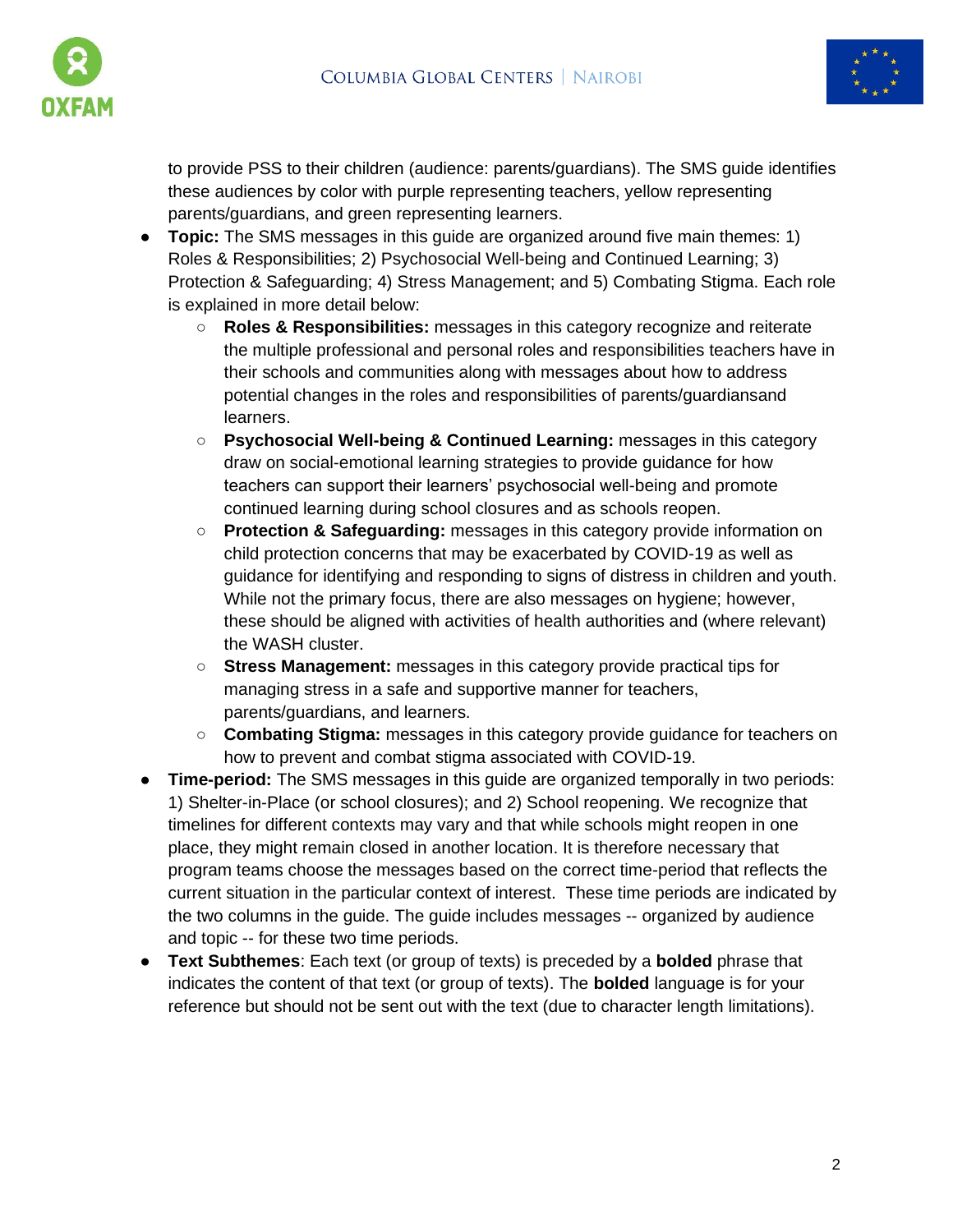to provide PSS to their children (audience: parents/guardians). The SMS guide identifies these audiences by color with purple representing teachers, yellow representing parents/guardians, and green representing learners.

- **Topic:** The SMS messages in this guide are organized around five main themes: 1) Roles & Responsibilities; 2) Psychosocial Well-being and Continued Learning; 3) Protection & Safeguarding; 4) Stress Management; and 5) Combating Stigma. Each role is explained in more detail below:
    - **Roles & Responsibilities:** messages in this category recognize and reiterate the multiple professional and personal roles and responsibilities teachers have in their schools and communities along with messages about how to address potential changes in the roles and responsibilities of parents/guardiansand learners.
    - **Psychosocial Well-being & Continued Learning:** messages in this category draw on social-emotional learning strategies to provide guidance for how teachers can support their learners' psychosocial well-being and promote continued learning during school closures and as schools reopen.
    - **Protection & Safeguarding:** messages in this category provide information on child protection concerns that may be exacerbated by COVID-19 as well as guidance for identifying and responding to signs of distress in children and youth. While not the primary focus, there are also messages on hygiene; however, these should be aligned with activities of health authorities and (where relevant) the WASH cluster.
    - **Stress Management:** messages in this category provide practical tips for managing stress in a safe and supportive manner for teachers, parents/guardians, and learners.
    - **Combating Stigma:** messages in this category provide guidance for teachers on how to prevent and combat stigma associated with COVID-19.
- **Time-period:** The SMS messages in this guide are organized temporally in two periods: 1) Shelter-in-Place (or school closures); and 2) School reopening. We recognize that timelines for different contexts may vary and that while schools might reopen in one place, they might remain closed in another location. It is therefore necessary that program teams choose the messages based on the correct time-period that reflects the current situation in the particular context of interest. These time periods are indicated by the two columns in the guide. The guide includes messages -- organized by audience and topic -- for these two time periods.
- **Text Subthemes**: Each text (or group of texts) is preceded by a **bolded** phrase that indicates the content of that text (or group of texts). The **bolded** language is for your reference but should not be sent out with the text (due to character length limitations).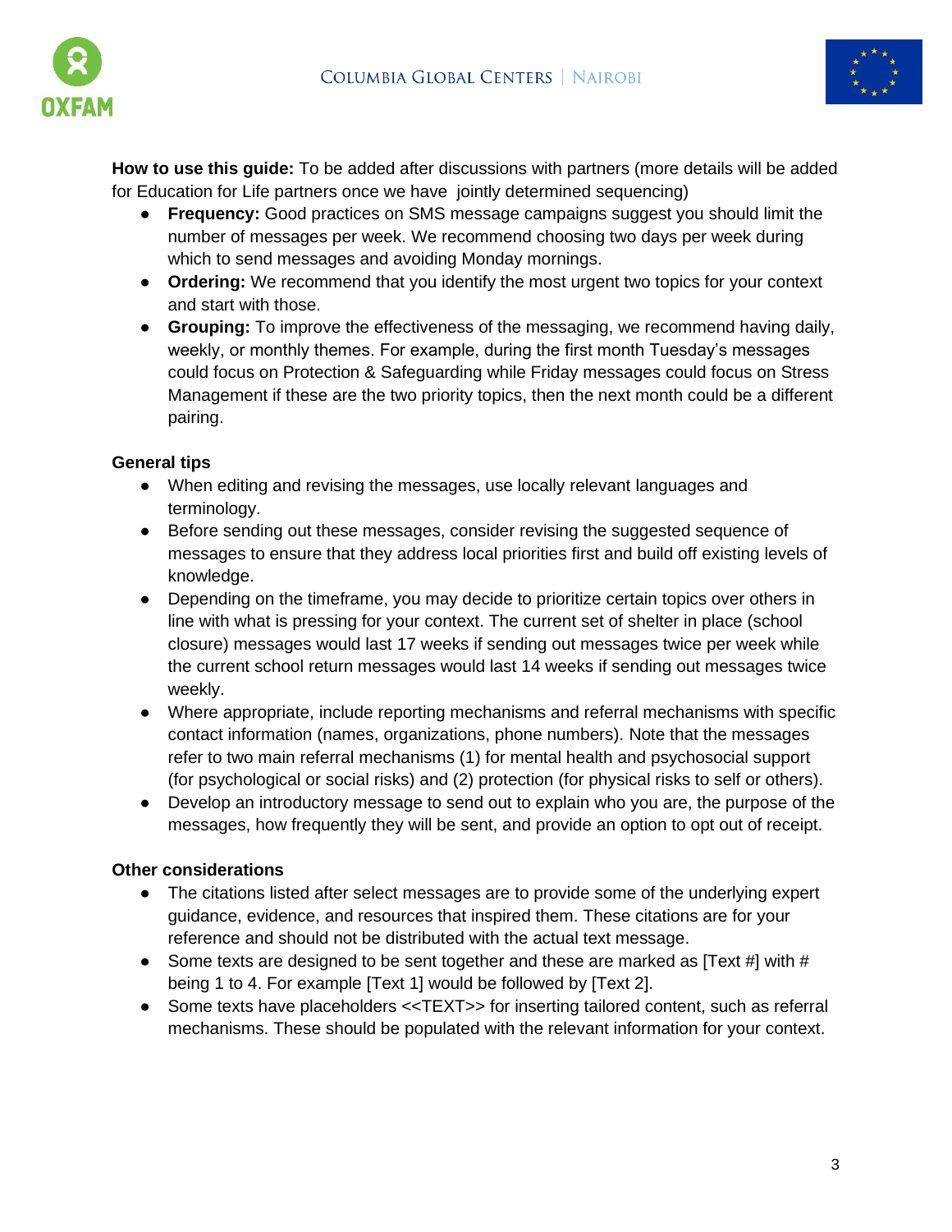**How to use this guide:** To be added after discussions with partners (more details will be added for Education for Life partners once we have jointly determined sequencing)

- **Frequency:** Good practices on SMS message campaigns suggest you should limit the number of messages per week. We recommend choosing two days per week during which to send messages and avoiding Monday mornings.
- **Ordering:** We recommend that you identify the most urgent two topics for your context and start with those.
- **Grouping:** To improve the effectiveness of the messaging, we recommend having daily, weekly, or monthly themes. For example, during the first month Tuesday's messages could focus on Protection & Safeguarding while Friday messages could focus on Stress Management if these are the two priority topics, then the next month could be a different pairing.

**General tips**

- When editing and revising the messages, use locally relevant languages and terminology.
- Before sending out these messages, consider revising the suggested sequence of messages to ensure that they address local priorities first and build off existing levels of knowledge.
- Depending on the timeframe, you may decide to prioritize certain topics over others in line with what is pressing for your context. The current set of shelter in place (school closure) messages would last 17 weeks if sending out messages twice per week while the current school return messages would last 14 weeks if sending out messages twice weekly.
- Where appropriate, include reporting mechanisms and referral mechanisms with specific contact information (names, organizations, phone numbers). Note that the messages refer to two main referral mechanisms (1) for mental health and psychosocial support (for psychological or social risks) and (2) protection (for physical risks to self or others).
- Develop an introductory message to send out to explain who you are, the purpose of the messages, how frequently they will be sent, and provide an option to opt out of receipt.

**Other considerations**

- The citations listed after select messages are to provide some of the underlying expert guidance, evidence, and resources that inspired them. These citations are for your reference and should not be distributed with the actual text message.
- Some texts are designed to be sent together and these are marked as [Text #] with # being 1 to 4. For example [Text 1] would be followed by [Text 2].
- Some texts have placeholders <<TEXT>> for inserting tailored content, such as referral mechanisms. These should be populated with the relevant information for your context.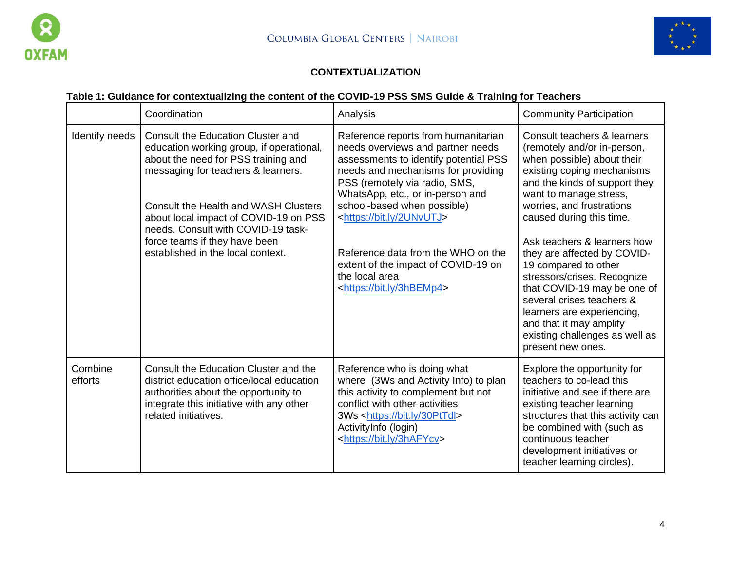## CONTEXTUALIZATION

**Table 1: Guidance for contextualizing the content of the COVID-19 PSS SMS Guide & Training for Teachers**

| | Coordination | Analysis | Community Participation |
|---|---|---|---|
| Identify needs | Consult the Education Cluster and education working group, if operational, about the need for PSS training and messaging for teachers & learners.<br><br>Consult the Health and WASH Clusters about local impact of COVID-19 on PSS needs. Consult with COVID-19 task-force teams if they have been established in the local context. | Reference reports from humanitarian needs overviews and partner needs assessments to identify potential PSS needs and mechanisms for providing PSS (remotely via radio, SMS, WhatsApp, etc., or in-person and school-based when possible) <https://bit.ly/2UNvUTJ><br><br>Reference data from the WHO on the extent of the impact of COVID-19 on the local area <https://bit.ly/3hBEMp4> | Consult teachers & learners (remotely and/or in-person, when possible) about their existing coping mechanisms and the kinds of support they want to manage stress, worries, and frustrations caused during this time.<br><br>Ask teachers & learners how they are affected by COVID-19 compared to other stressors/crises. Recognize that COVID-19 may be one of several crises teachers & learners are experiencing, and that it may amplify existing challenges as well as present new ones. |
| Combine efforts | Consult the Education Cluster and the district education office/local education authorities about the opportunity to integrate this initiative with any other related initiatives. | Reference who is doing what where (3Ws and Activity Info) to plan this activity to complement but not conflict with other activities<br>3Ws <https://bit.ly/30PtTdl><br>ActivityInfo (login) <https://bit.ly/3hAFYcv> | Explore the opportunity for teachers to co-lead this initiative and see if there are existing teacher learning structures that this activity can be combined with (such as continuous teacher development initiatives or teacher learning circles). |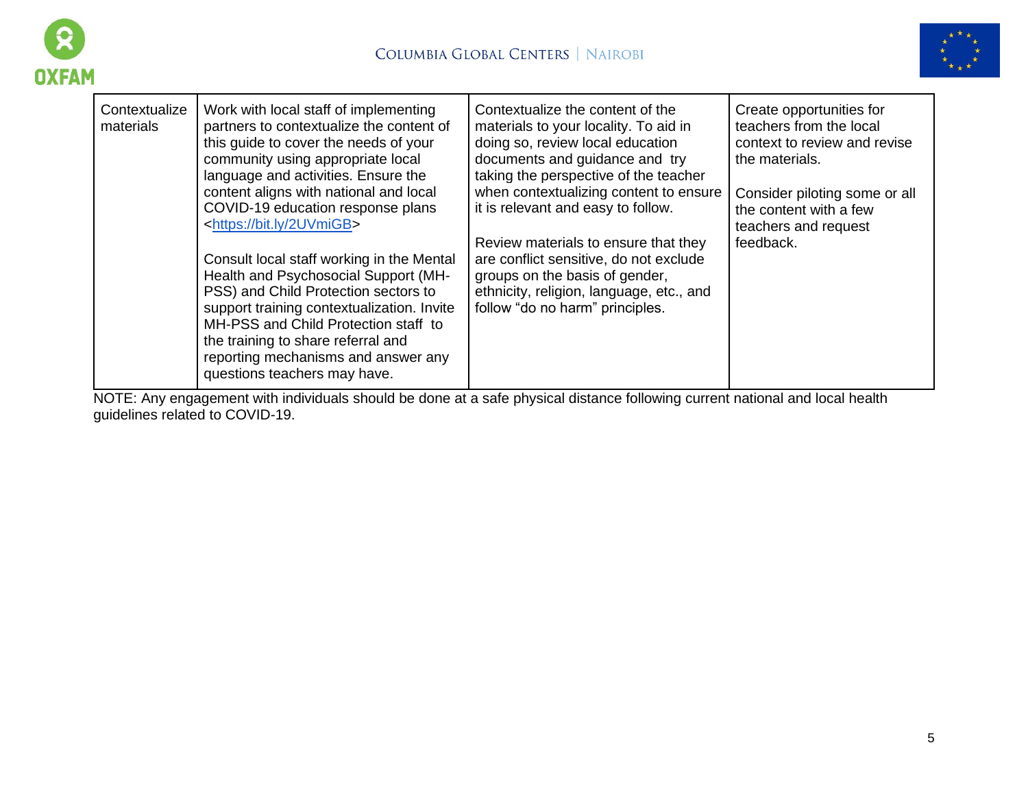| | | | |
|---|---|---|---|
| Contextualize materials | Work with local staff of implementing partners to contextualize the content of this guide to cover the needs of your community using appropriate local language and activities. Ensure the content aligns with national and local COVID-19 education response plans <https://bit.ly/2UVmiGB><br><br>Consult local staff working in the Mental Health and Psychosocial Support (MH-PSS) and Child Protection sectors to support training contextualization. Invite MH-PSS and Child Protection staff to the training to share referral and reporting mechanisms and answer any questions teachers may have. | Contextualize the content of the materials to your locality. To aid in doing so, review local education documents and guidance and try taking the perspective of the teacher when contextualizing content to ensure it is relevant and easy to follow.<br><br>Review materials to ensure that they are conflict sensitive, do not exclude groups on the basis of gender, ethnicity, religion, language, etc., and follow "do no harm" principles. | Create opportunities for teachers from the local context to review and revise the materials.<br><br>Consider piloting some or all the content with a few teachers and request feedback. |

NOTE: Any engagement with individuals should be done at a safe physical distance following current national and local health guidelines related to COVID-19.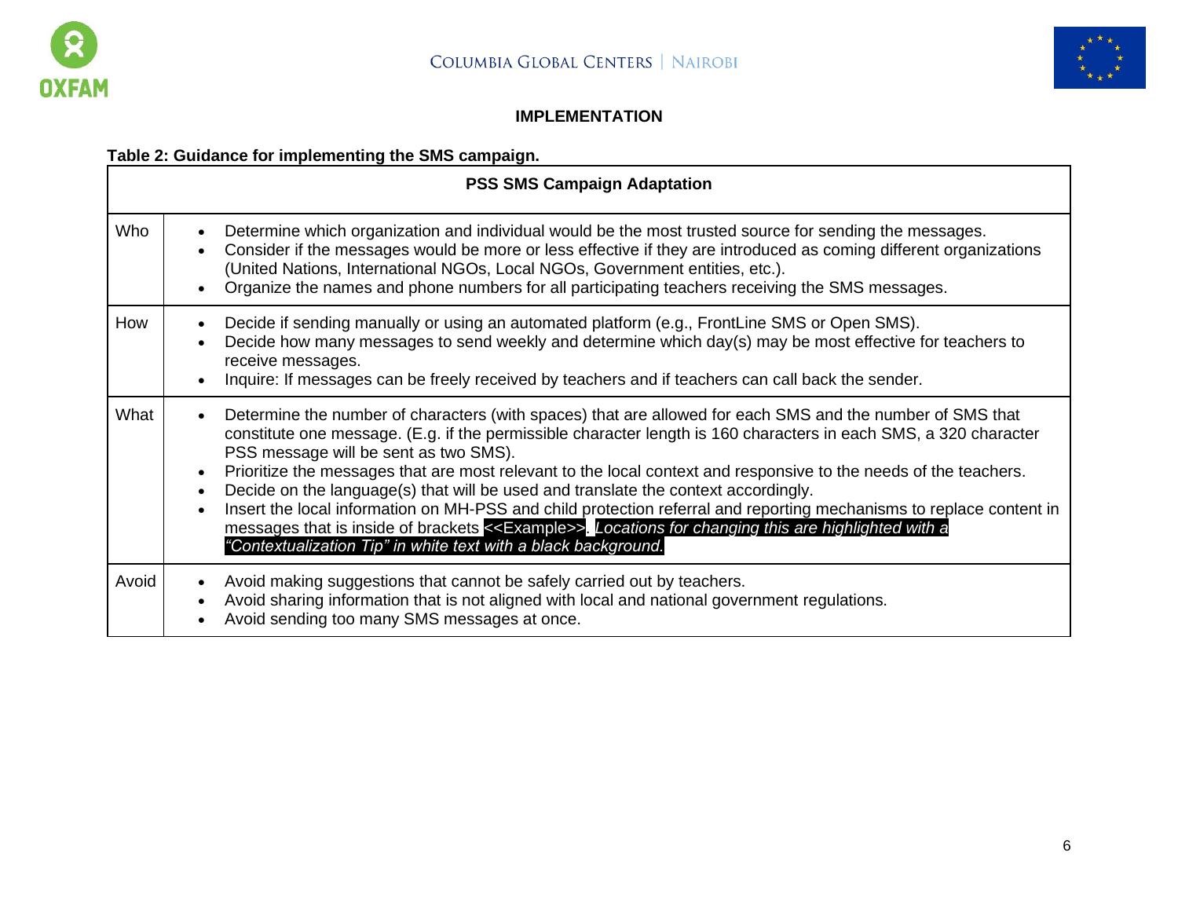**IMPLEMENTATION**

**Table 2: Guidance for implementing the SMS campaign.**

| **PSS SMS Campaign Adaptation** | |
|---|---|
| Who | • Determine which organization and individual would be the most trusted source for sending the messages.<br>• Consider if the messages would be more or less effective if they are introduced as coming different organizations (United Nations, International NGOs, Local NGOs, Government entities, etc.).<br>• Organize the names and phone numbers for all participating teachers receiving the SMS messages. |
| How | • Decide if sending manually or using an automated platform (e.g., FrontLine SMS or Open SMS).<br>• Decide how many messages to send weekly and determine which day(s) may be most effective for teachers to receive messages.<br>• Inquire: If messages can be freely received by teachers and if teachers can call back the sender. |
| What | • Determine the number of characters (with spaces) that are allowed for each SMS and the number of SMS that constitute one message. (E.g. if the permissible character length is 160 characters in each SMS, a 320 character PSS message will be sent as two SMS).<br>• Prioritize the messages that are most relevant to the local context and responsive to the needs of the teachers.<br>• Decide on the language(s) that will be used and translate the context accordingly.<br>• Insert the local information on MH-PSS and child protection referral and reporting mechanisms to replace content in messages that is inside of brackets <<Example>>. *Locations for changing this are highlighted with a "Contextualization Tip" in white text with a black background.* |
| Avoid | • Avoid making suggestions that cannot be safely carried out by teachers.<br>• Avoid sharing information that is not aligned with local and national government regulations.<br>• Avoid sending too many SMS messages at once. |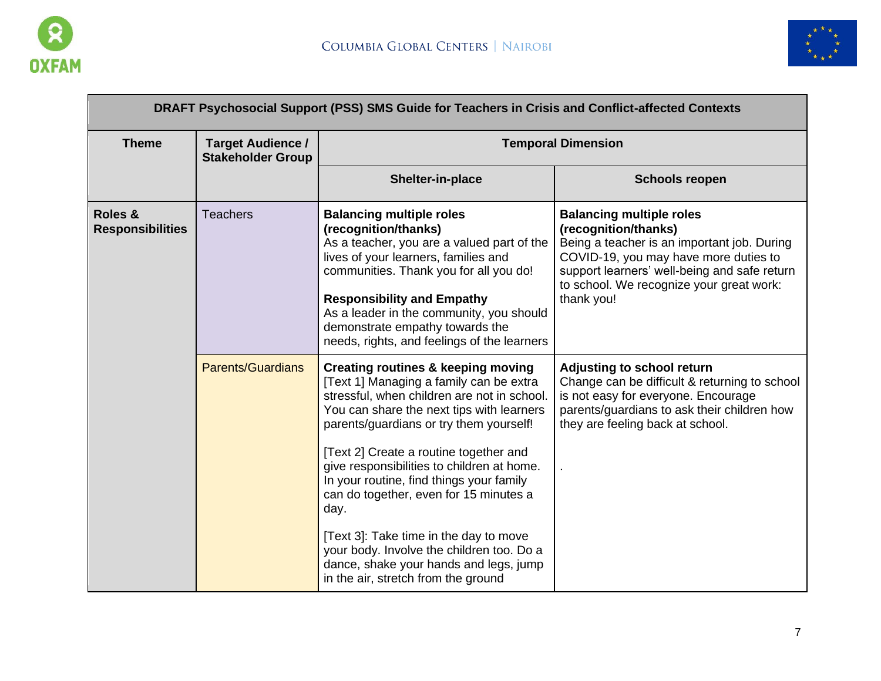| DRAFT Psychosocial Support (PSS) SMS Guide for Teachers in Crisis and Conflict-affected Contexts | | | |
|---|---|---|---|
| **Theme** | **Target Audience / Stakeholder Group** | **Temporal Dimension** | |
| | | **Shelter-in-place** | **Schools reopen** |
| **Roles & Responsibilities** | Teachers | **Balancing multiple roles (recognition/thanks)**<br>As a teacher, you are a valued part of the lives of your learners, families and communities. Thank you for all you do!<br><br>**Responsibility and Empathy**<br>As a leader in the community, you should demonstrate empathy towards the needs, rights, and feelings of the learners | **Balancing multiple roles (recognition/thanks)**<br>Being a teacher is an important job. During COVID-19, you may have more duties to support learners' well-being and safe return to school. We recognize your great work: thank you! |
| | Parents/Guardians | **Creating routines & keeping moving**<br>[Text 1] Managing a family can be extra stressful, when children are not in school. You can share the next tips with learners parents/guardians or try them yourself!<br><br>[Text 2] Create a routine together and give responsibilities to children at home. In your routine, find things your family can do together, even for 15 minutes a day.<br><br>[Text 3]: Take time in the day to move your body. Involve the children too. Do a dance, shake your hands and legs, jump in the air, stretch from the ground | **Adjusting to school return**<br>Change can be difficult & returning to school is not easy for everyone. Encourage parents/guardians to ask their children how they are feeling back at school.<br><br>. |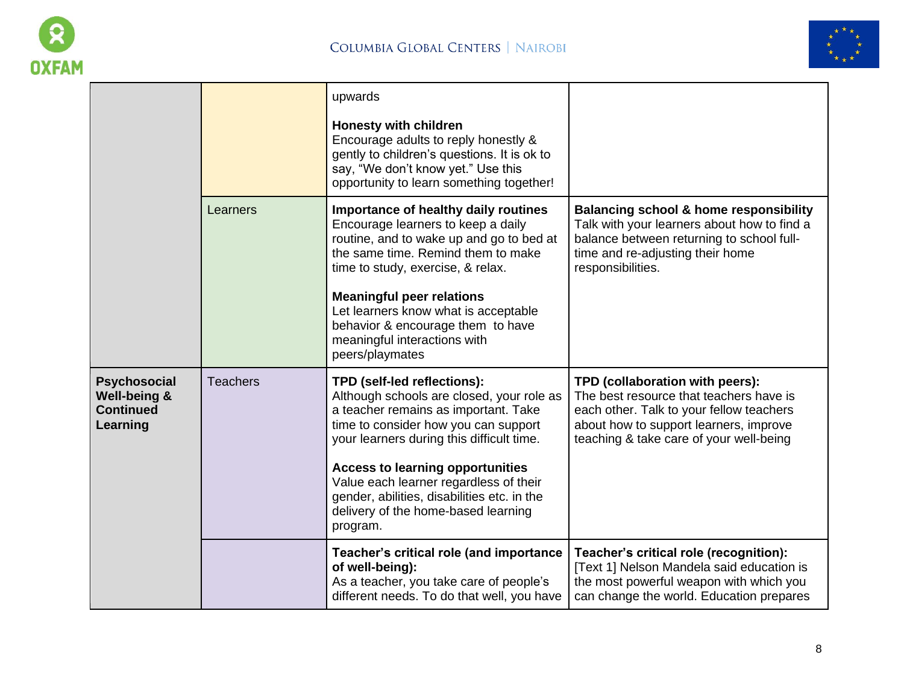| | | | |
|---|---|---|---|
| | | upwards<br><br>**Honesty with children**<br>Encourage adults to reply honestly & gently to children's questions. It is ok to say, "We don't know yet." Use this opportunity to learn something together! | |
| | Learners | **Importance of healthy daily routines**<br>Encourage learners to keep a daily routine, and to wake up and go to bed at the same time. Remind them to make time to study, exercise, & relax.<br><br>**Meaningful peer relations**<br>Let learners know what is acceptable behavior & encourage them to have meaningful interactions with peers/playmates | **Balancing school & home responsibility**<br>Talk with your learners about how to find a balance between returning to school full-time and re-adjusting their home responsibilities. |
| **Psychosocial Well-being & Continued Learning** | Teachers | **TPD (self-led reflections):**<br>Although schools are closed, your role as a teacher remains as important. Take time to consider how you can support your learners during this difficult time.<br><br>**Access to learning opportunities**<br>Value each learner regardless of their gender, abilities, disabilities etc. in the delivery of the home-based learning program. | **TPD (collaboration with peers):**<br>The best resource that teachers have is each other. Talk to your fellow teachers about how to support learners, improve teaching & take care of your well-being |
| | | **Teacher's critical role (and importance of well-being):**<br>As a teacher, you take care of people's different needs. To do that well, you have | **Teacher's critical role (recognition):**<br>[Text 1] Nelson Mandela said education is the most powerful weapon with which you can change the world. Education prepares |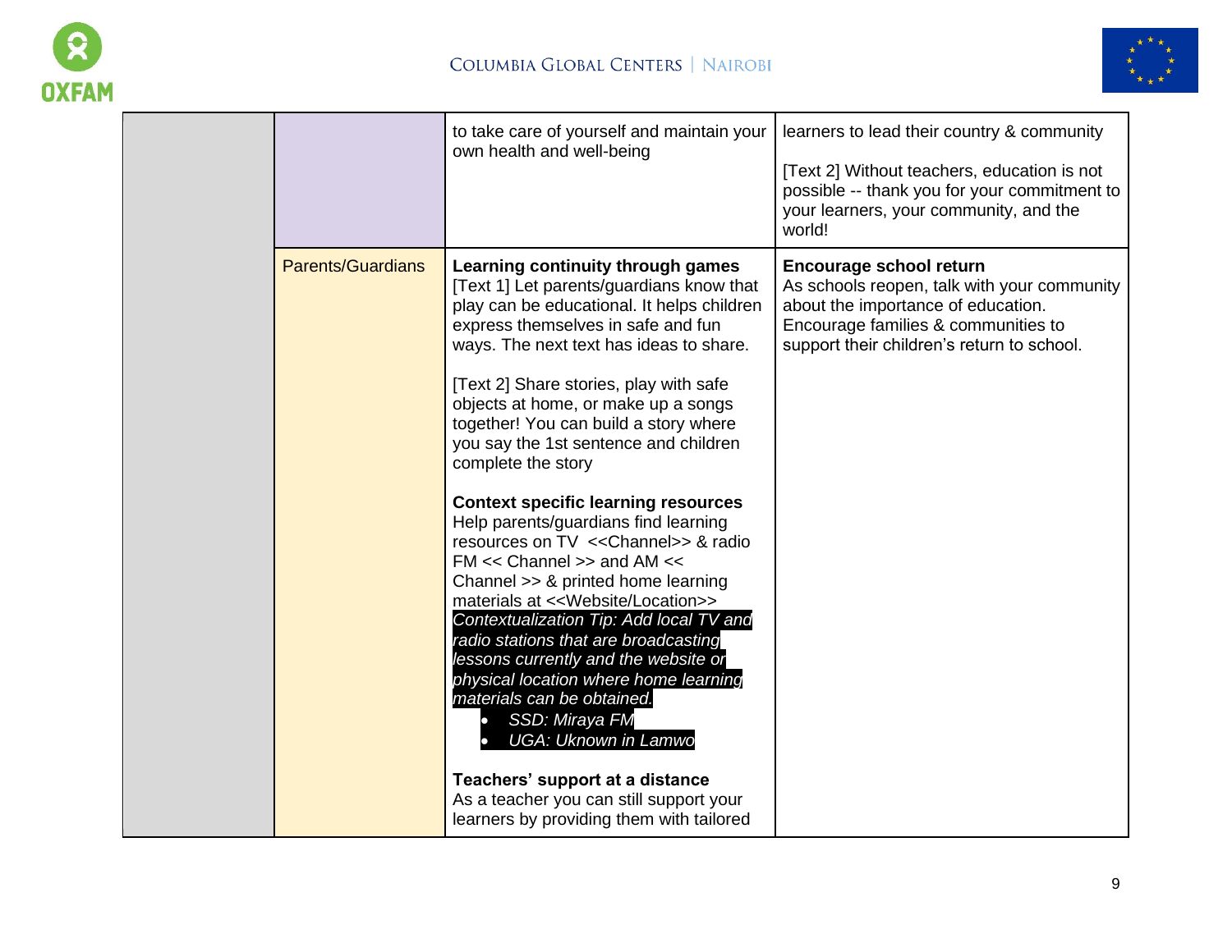| | | | |
|---|---|---|---|
| | | to take care of yourself and maintain your own health and well-being | learners to lead their country & community<br><br>[Text 2] Without teachers, education is not possible -- thank you for your commitment to your learners, your community, and the world! |
| | Parents/Guardians | **Learning continuity through games**<br>[Text 1] Let parents/guardians know that play can be educational. It helps children express themselves in safe and fun ways. The next text has ideas to share.<br><br>[Text 2] Share stories, play with safe objects at home, or make up a songs together! You can build a story where you say the 1st sentence and children complete the story<br><br>**Context specific learning resources**<br>Help parents/guardians find learning resources on TV <<Channel>> & radio FM << Channel >> and AM << Channel >> & printed home learning materials at <<Website/Location>><br>*Contextualization Tip: Add local TV and radio stations that are broadcasting lessons currently and the website or physical location where home learning materials can be obtained.*<br>• *SSD: Miraya FM*<br>• *UGA: Uknown in Lamwo*<br><br>**Teachers' support at a distance**<br>As a teacher you can still support your learners by providing them with tailored | **Encourage school return**<br>As schools reopen, talk with your community about the importance of education. Encourage families & communities to support their children's return to school. |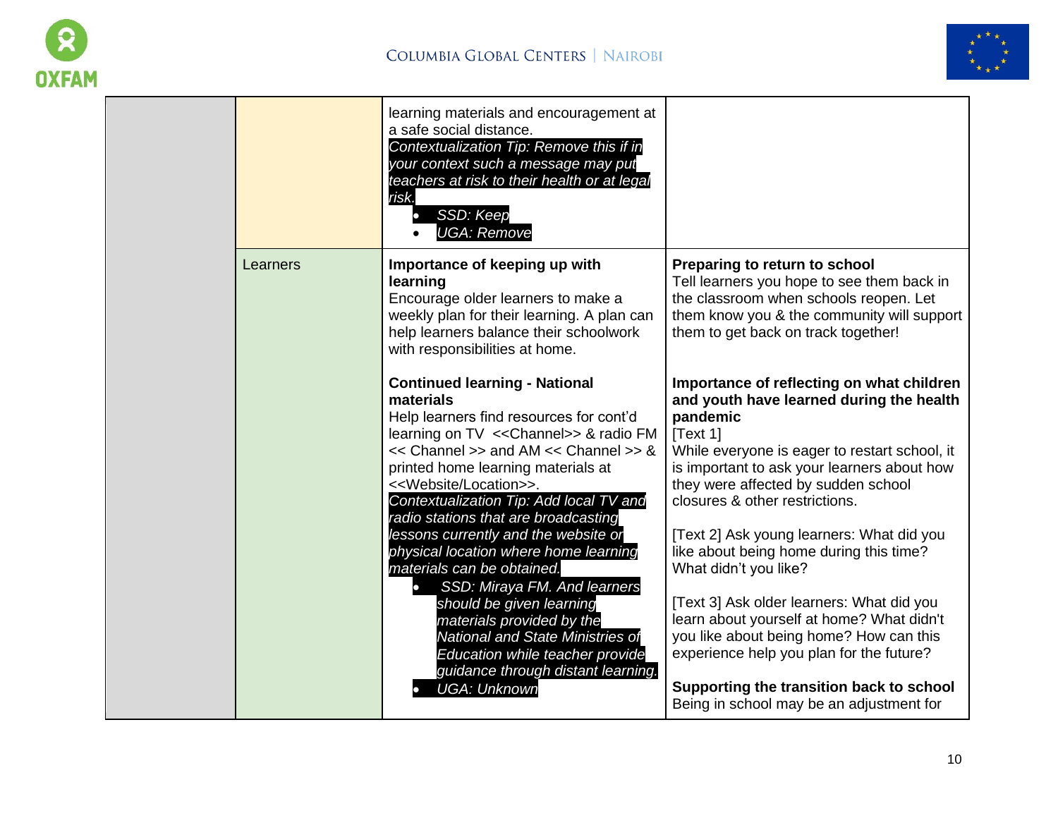| | | | |
|---|---|---|---|
| | | learning materials and encouragement at a safe social distance.<br>*Contextualization Tip: Remove this if in your context such a message may put teachers at risk to their health or at legal risk.*<br>• *SSD: Keep*<br>• *UGA: Remove* | |
| | Learners | **Importance of keeping up with learning**<br>Encourage older learners to make a weekly plan for their learning. A plan can help learners balance their schoolwork with responsibilities at home.<br><br>**Continued learning - National materials**<br>Help learners find resources for cont'd learning on TV <<Channel>> & radio FM << Channel >> and AM << Channel >> & printed home learning materials at <<Website/Location>>.<br>*Contextualization Tip: Add local TV and radio stations that are broadcasting lessons currently and the website or physical location where home learning materials can be obtained.*<br>• *SSD: Miraya FM. And learners should be given learning materials provided by the National and State Ministries of Education while teacher provide guidance through distant learning.*<br>• *UGA: Unknown* | **Preparing to return to school**<br>Tell learners you hope to see them back in the classroom when schools reopen. Let them know you & the community will support them to get back on track together!<br><br>**Importance of reflecting on what children and youth have learned during the health pandemic**<br>[Text 1]<br>While everyone is eager to restart school, it is important to ask your learners about how they were affected by sudden school closures & other restrictions.<br><br>[Text 2] Ask young learners: What did you like about being home during this time? What didn't you like?<br><br>[Text 3] Ask older learners: What did you learn about yourself at home? What didn't you like about being home? How can this experience help you plan for the future?<br><br>**Supporting the transition back to school**<br>Being in school may be an adjustment for |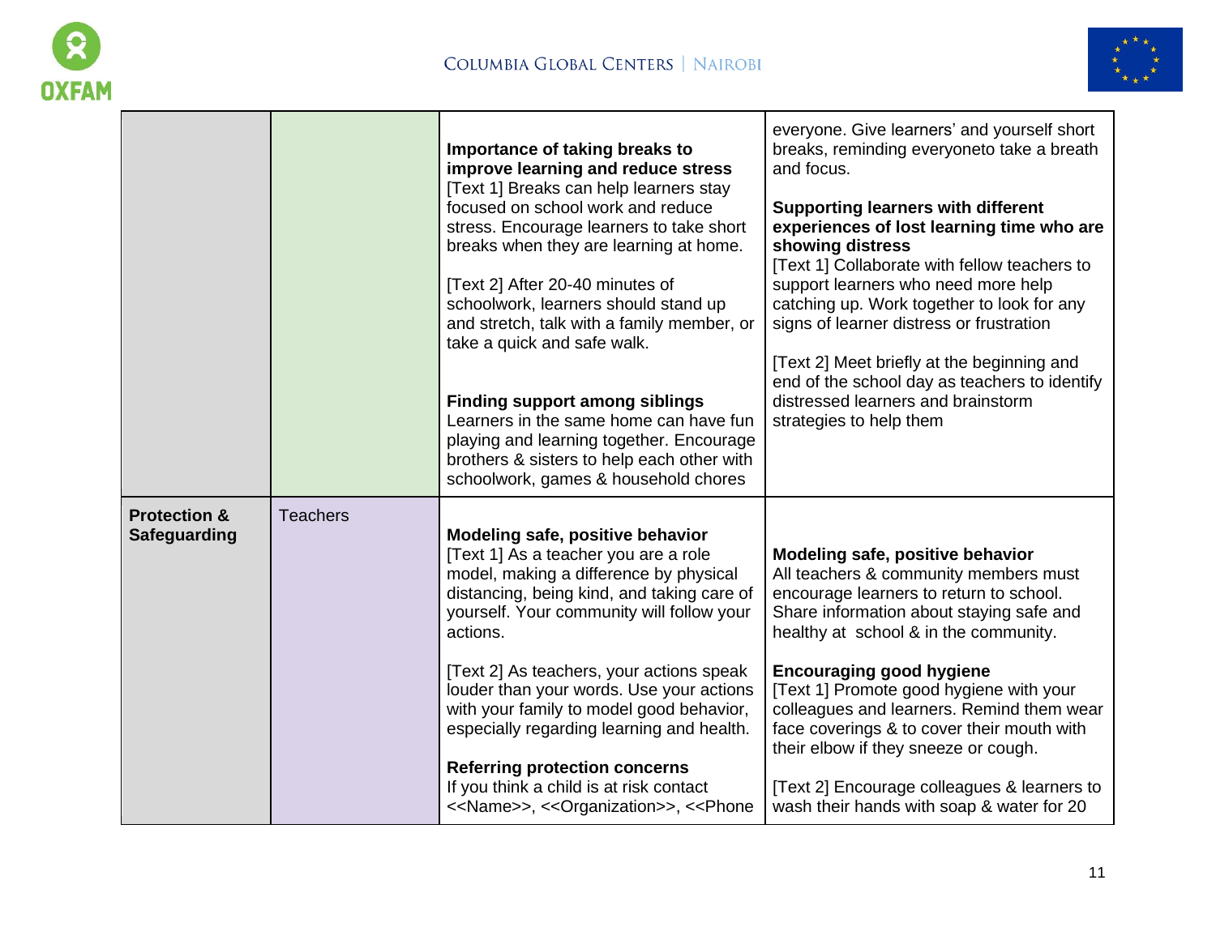| | | | |
|---|---|---|---|
| | | **Importance of taking breaks to improve learning and reduce stress**<br>[Text 1] Breaks can help learners stay focused on school work and reduce stress. Encourage learners to take short breaks when they are learning at home.<br><br>[Text 2] After 20-40 minutes of schoolwork, learners should stand up and stretch, talk with a family member, or take a quick and safe walk.<br><br>**Finding support among siblings**<br>Learners in the same home can have fun playing and learning together. Encourage brothers & sisters to help each other with schoolwork, games & household chores | everyone. Give learners' and yourself short breaks, reminding everyoneto take a breath and focus.<br><br>**Supporting learners with different experiences of lost learning time who are showing distress**<br>[Text 1] Collaborate with fellow teachers to support learners who need more help catching up. Work together to look for any signs of learner distress or frustration<br><br>[Text 2] Meet briefly at the beginning and end of the school day as teachers to identify distressed learners and brainstorm strategies to help them |
| **Protection & Safeguarding** | Teachers | **Modeling safe, positive behavior**<br>[Text 1] As a teacher you are a role model, making a difference by physical distancing, being kind, and taking care of yourself. Your community will follow your actions.<br><br>[Text 2] As teachers, your actions speak louder than your words. Use your actions with your family to model good behavior, especially regarding learning and health.<br><br>**Referring protection concerns**<br>If you think a child is at risk contact <<Name>>, <<Organization>>, <<Phone | **Modeling safe, positive behavior**<br>All teachers & community members must encourage learners to return to school. Share information about staying safe and healthy at school & in the community.<br><br>**Encouraging good hygiene**<br>[Text 1] Promote good hygiene with your colleagues and learners. Remind them wear face coverings & to cover their mouth with their elbow if they sneeze or cough.<br><br>[Text 2] Encourage colleagues & learners to wash their hands with soap & water for 20 |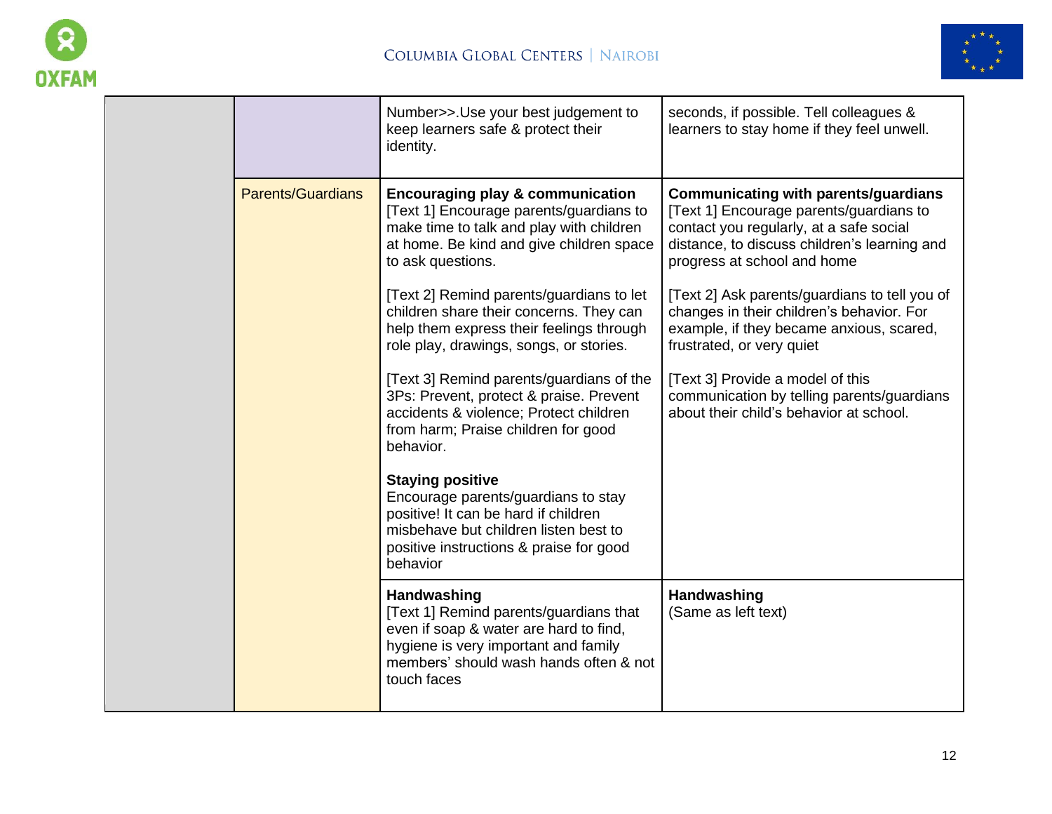| | | | |
|---|---|---|---|
| | | Number>>.Use your best judgement to keep learners safe & protect their identity. | seconds, if possible. Tell colleagues & learners to stay home if they feel unwell. |
| | Parents/Guardians | **Encouraging play & communication**<br>[Text 1] Encourage parents/guardians to make time to talk and play with children at home. Be kind and give children space to ask questions.<br><br>[Text 2] Remind parents/guardians to let children share their concerns. They can help them express their feelings through role play, drawings, songs, or stories.<br><br>[Text 3] Remind parents/guardians of the 3Ps: Prevent, protect & praise. Prevent accidents & violence; Protect children from harm; Praise children for good behavior.<br><br>**Staying positive**<br>Encourage parents/guardians to stay positive! It can be hard if children misbehave but children listen best to positive instructions & praise for good behavior | **Communicating with parents/guardians**<br>[Text 1] Encourage parents/guardians to contact you regularly, at a safe social distance, to discuss children's learning and progress at school and home<br><br>[Text 2] Ask parents/guardians to tell you of changes in their children's behavior. For example, if they became anxious, scared, frustrated, or very quiet<br><br>[Text 3] Provide a model of this communication by telling parents/guardians about their child's behavior at school. |
| | | **Handwashing**<br>[Text 1] Remind parents/guardians that even if soap & water are hard to find, hygiene is very important and family members' should wash hands often & not touch faces | **Handwashing**<br>(Same as left text) |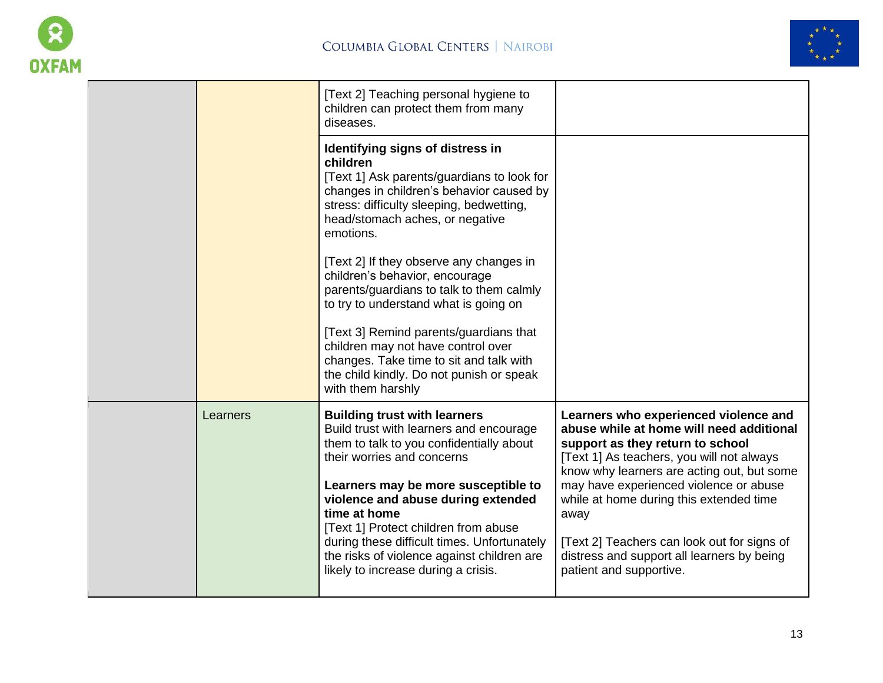| | | | |
|---|---|---|---|
| | | [Text 2] Teaching personal hygiene to children can protect them from many diseases. | |
| | | **Identifying signs of distress in children**<br>[Text 1] Ask parents/guardians to look for changes in children's behavior caused by stress: difficulty sleeping, bedwetting, head/stomach aches, or negative emotions.<br><br>[Text 2] If they observe any changes in children's behavior, encourage parents/guardians to talk to them calmly to try to understand what is going on<br><br>[Text 3] Remind parents/guardians that children may not have control over changes. Take time to sit and talk with the child kindly. Do not punish or speak with them harshly | |
| | Learners | **Building trust with learners**<br>Build trust with learners and encourage them to talk to you confidentially about their worries and concerns<br><br>**Learners may be more susceptible to violence and abuse during extended time at home**<br>[Text 1] Protect children from abuse during these difficult times. Unfortunately the risks of violence against children are likely to increase during a crisis. | **Learners who experienced violence and abuse while at home will need additional support as they return to school**<br>[Text 1] As teachers, you will not always know why learners are acting out, but some may have experienced violence or abuse while at home during this extended time away<br><br>[Text 2] Teachers can look out for signs of distress and support all learners by being patient and supportive. |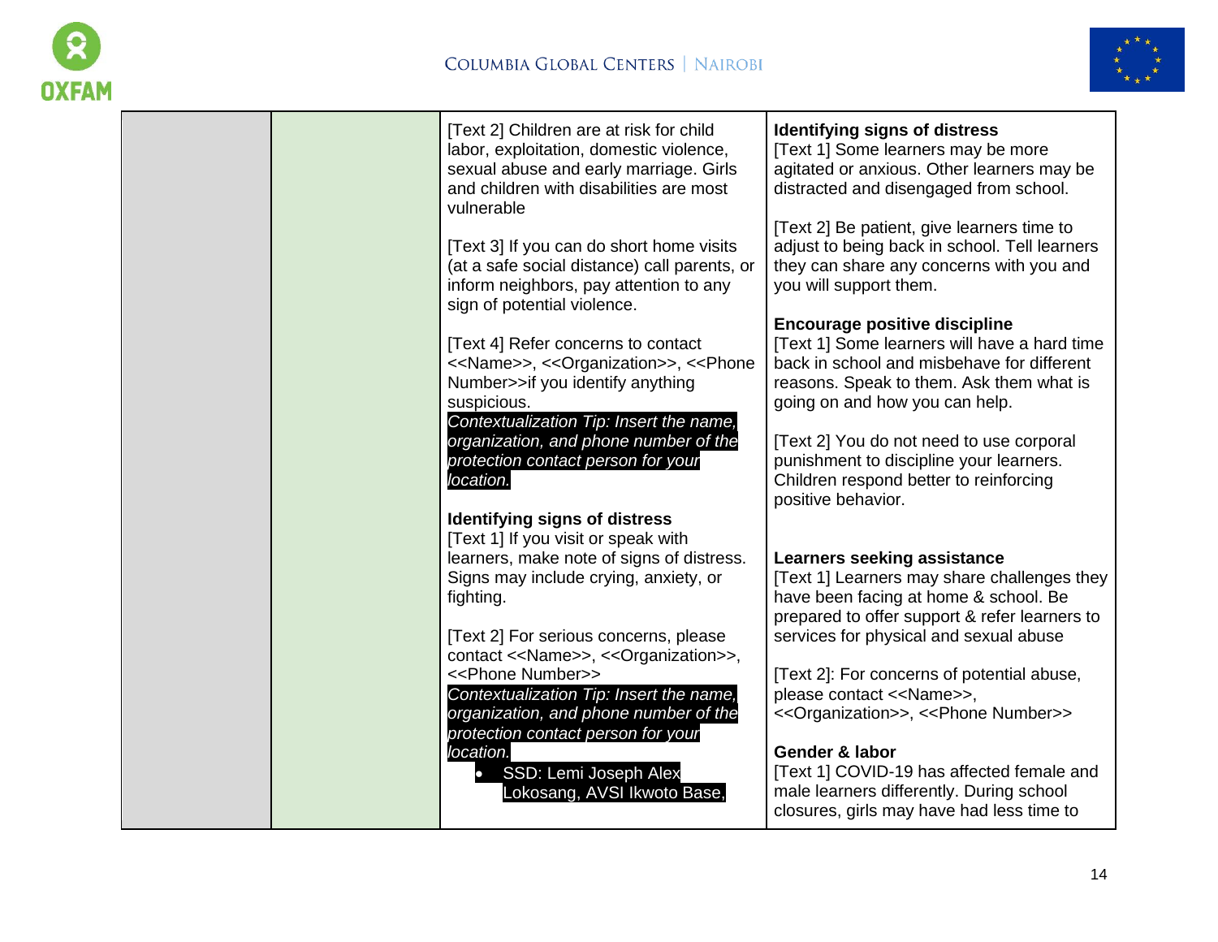| | | [Text 2] Children are at risk for child labor, exploitation, domestic violence, sexual abuse and early marriage. Girls and children with disabilities are most vulnerable<br><br>[Text 3] If you can do short home visits (at a safe social distance) call parents, or inform neighbors, pay attention to any sign of potential violence.<br><br>[Text 4] Refer concerns to contact <<Name>>, <<Organization>>, <<Phone Number>>if you identify anything suspicious.<br>*Contextualization Tip: Insert the name, organization, and phone number of the protection contact person for your location.*<br><br>**Identifying signs of distress**<br>[Text 1] If you visit or speak with learners, make note of signs of distress. Signs may include crying, anxiety, or fighting.<br><br>[Text 2] For serious concerns, please contact <<Name>>, <<Organization>>, <<Phone Number>><br>*Contextualization Tip: Insert the name, organization, and phone number of the protection contact person for your location.*<br>• SSD: Lemi Joseph Alex Lokosang, AVSI Ikwoto Base, | **Identifying signs of distress**<br>[Text 1] Some learners may be more agitated or anxious. Other learners may be distracted and disengaged from school.<br><br>[Text 2] Be patient, give learners time to adjust to being back in school. Tell learners they can share any concerns with you and you will support them.<br><br>**Encourage positive discipline**<br>[Text 1] Some learners will have a hard time back in school and misbehave for different reasons. Speak to them. Ask them what is going on and how you can help.<br><br>[Text 2] You do not need to use corporal punishment to discipline your learners. Children respond better to reinforcing positive behavior.<br><br>**Learners seeking assistance**<br>[Text 1] Learners may share challenges they have been facing at home & school. Be prepared to offer support & refer learners to services for physical and sexual abuse<br><br>[Text 2]: For concerns of potential abuse, please contact <<Name>>, <<Organization>>, <<Phone Number>><br><br>**Gender & labor**<br>[Text 1] COVID-19 has affected female and male learners differently. During school closures, girls may have had less time to |
|---|---|---|---|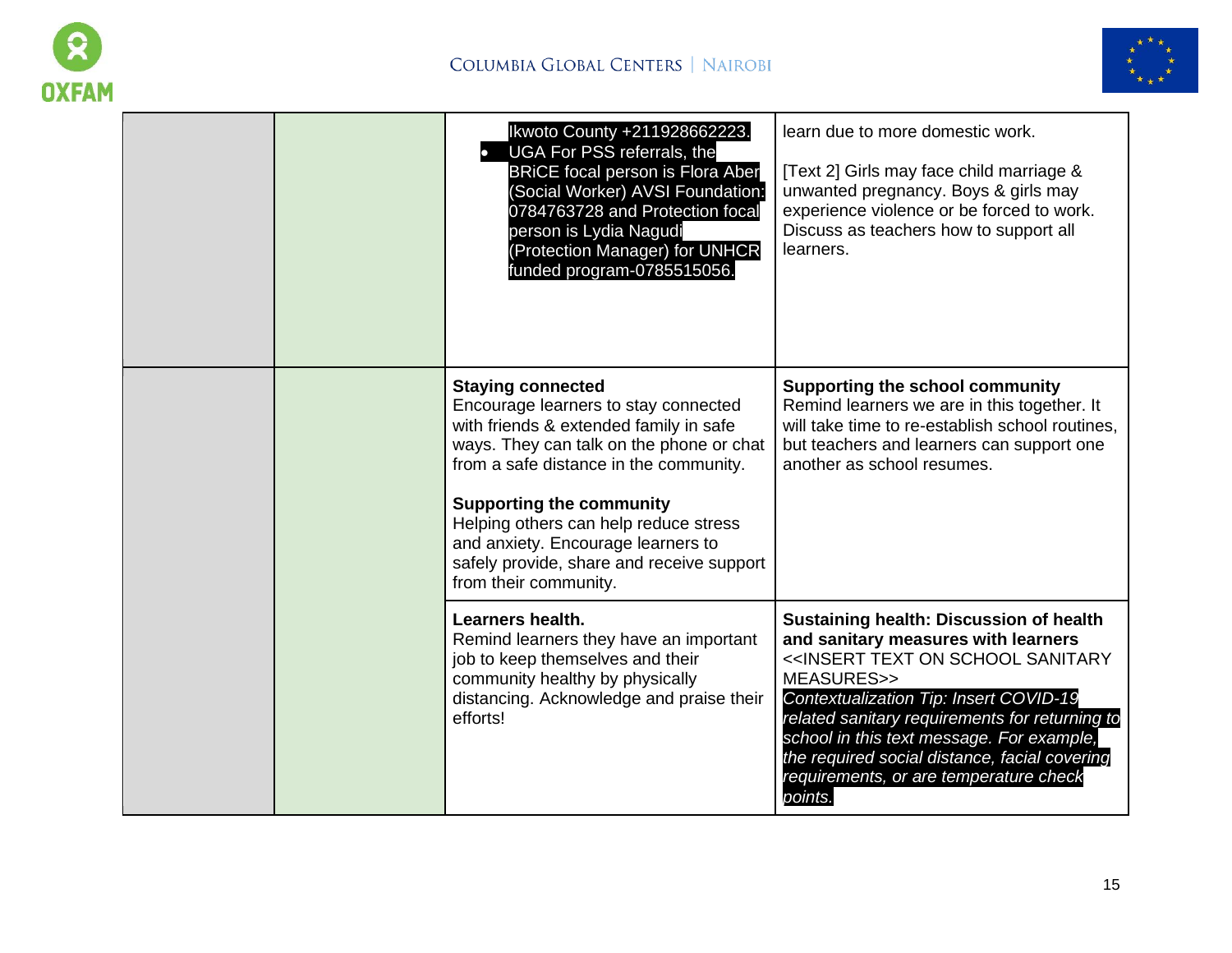| | | | |
|---|---|---|---|
| | | Ikwoto County +211928662223.<br>• UGA For PSS referrals, the BRiCE focal person is Flora Aber (Social Worker) AVSI Foundation: 0784763728 and Protection focal person is Lydia Nagudi (Protection Manager) for UNHCR funded program-0785515056. | learn due to more domestic work.<br><br>[Text 2] Girls may face child marriage & unwanted pregnancy. Boys & girls may experience violence or be forced to work. Discuss as teachers how to support all learners. |
| | | **Staying connected**<br>Encourage learners to stay connected with friends & extended family in safe ways. They can talk on the phone or chat from a safe distance in the community.<br><br>**Supporting the community**<br>Helping others can help reduce stress and anxiety. Encourage learners to safely provide, share and receive support from their community. | **Supporting the school community**<br>Remind learners we are in this together. It will take time to re-establish school routines, but teachers and learners can support one another as school resumes. |
| | | **Learners health.**<br>Remind learners they have an important job to keep themselves and their community healthy by physically distancing. Acknowledge and praise their efforts! | **Sustaining health: Discussion of health and sanitary measures with learners**<br><<INSERT TEXT ON SCHOOL SANITARY MEASURES>><br>*Contextualization Tip: Insert COVID-19 related sanitary requirements for returning to school in this text message. For example, the required social distance, facial covering requirements, or are temperature check points.* |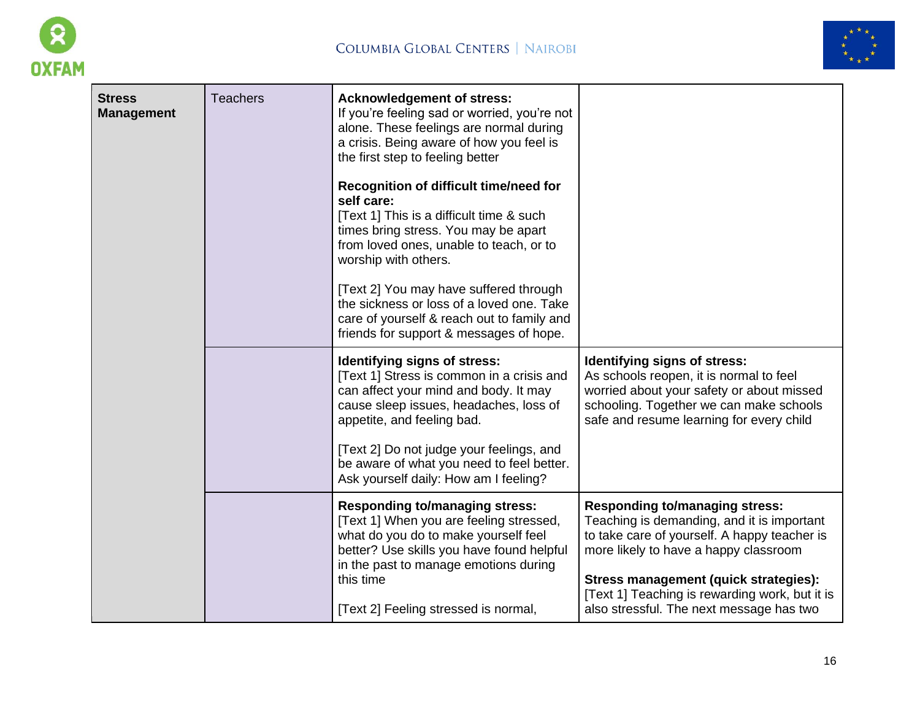| | | | |
|---|---|---|---|
| **Stress Management** | Teachers | **Acknowledgement of stress:**<br>If you're feeling sad or worried, you're not alone. These feelings are normal during a crisis. Being aware of how you feel is the first step to feeling better<br><br>**Recognition of difficult time/need for self care:**<br>[Text 1] This is a difficult time & such times bring stress. You may be apart from loved ones, unable to teach, or to worship with others.<br><br>[Text 2] You may have suffered through the sickness or loss of a loved one. Take care of yourself & reach out to family and friends for support & messages of hope. | |
| | | **Identifying signs of stress:**<br>[Text 1] Stress is common in a crisis and can affect your mind and body. It may cause sleep issues, headaches, loss of appetite, and feeling bad.<br><br>[Text 2] Do not judge your feelings, and be aware of what you need to feel better. Ask yourself daily: How am I feeling? | **Identifying signs of stress:**<br>As schools reopen, it is normal to feel worried about your safety or about missed schooling. Together we can make schools safe and resume learning for every child |
| | | **Responding to/managing stress:**<br>[Text 1] When you are feeling stressed, what do you do to make yourself feel better? Use skills you have found helpful in the past to manage emotions during this time<br><br>[Text 2] Feeling stressed is normal, | **Responding to/managing stress:**<br>Teaching is demanding, and it is important to take care of yourself. A happy teacher is more likely to have a happy classroom<br><br>**Stress management (quick strategies):**<br>[Text 1] Teaching is rewarding work, but it is also stressful. The next message has two |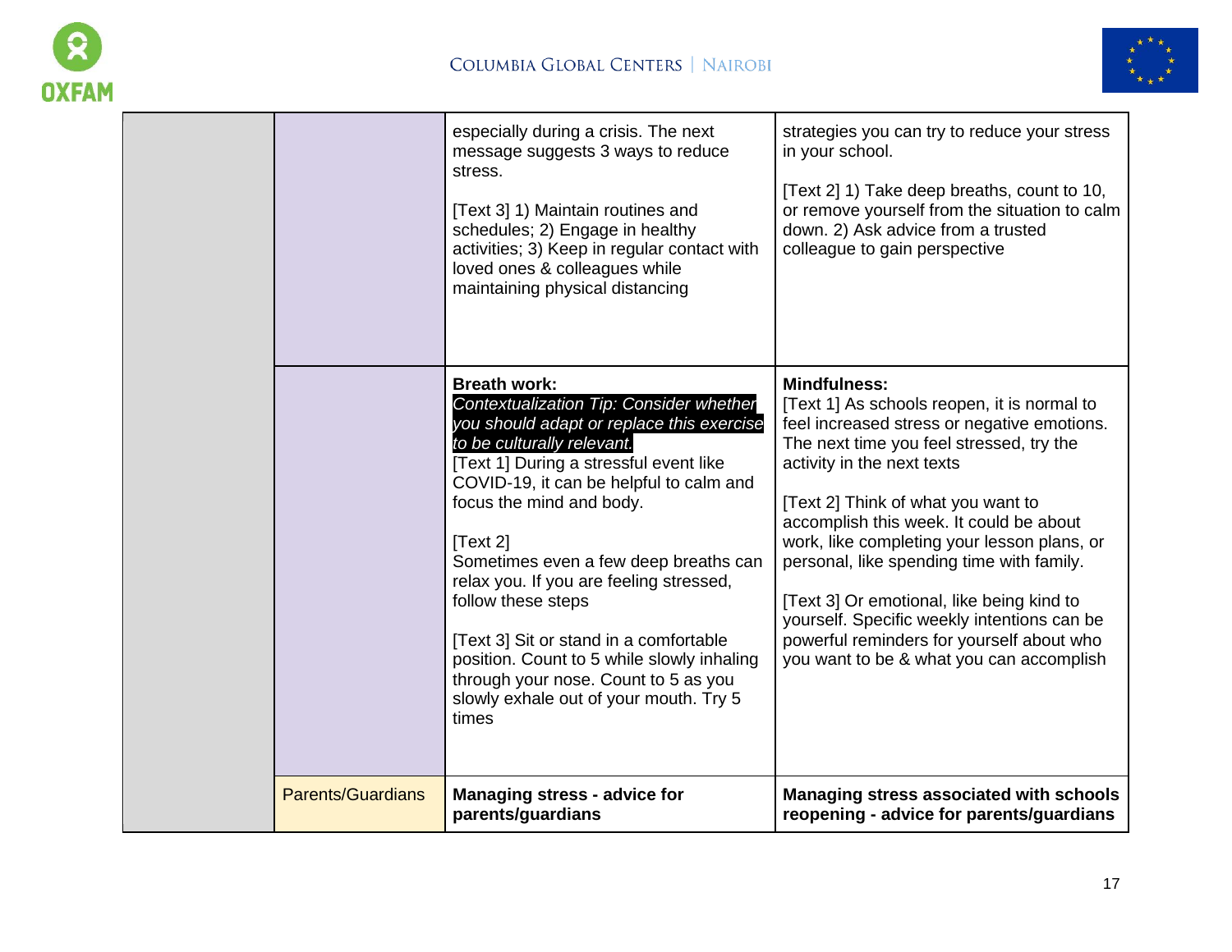| | | | |
|---|---|---|---|
| | | especially during a crisis. The next message suggests 3 ways to reduce stress.<br><br>[Text 3] 1) Maintain routines and schedules; 2) Engage in healthy activities; 3) Keep in regular contact with loved ones & colleagues while maintaining physical distancing | strategies you can try to reduce your stress in your school.<br><br>[Text 2] 1) Take deep breaths, count to 10, or remove yourself from the situation to calm down. 2) Ask advice from a trusted colleague to gain perspective |
| | | **Breath work:**<br>*Contextualization Tip: Consider whether you should adapt or replace this exercise to be culturally relevant.*<br>[Text 1] During a stressful event like COVID-19, it can be helpful to calm and focus the mind and body.<br><br>[Text 2]<br>Sometimes even a few deep breaths can relax you. If you are feeling stressed, follow these steps<br><br>[Text 3] Sit or stand in a comfortable position. Count to 5 while slowly inhaling through your nose. Count to 5 as you slowly exhale out of your mouth. Try 5 times | **Mindfulness:**<br>[Text 1] As schools reopen, it is normal to feel increased stress or negative emotions. The next time you feel stressed, try the activity in the next texts<br><br>[Text 2] Think of what you want to accomplish this week. It could be about work, like completing your lesson plans, or personal, like spending time with family.<br><br>[Text 3] Or emotional, like being kind to yourself. Specific weekly intentions can be powerful reminders for yourself about who you want to be & what you can accomplish |
| | Parents/Guardians | **Managing stress - advice for parents/guardians** | **Managing stress associated with schools reopening - advice for parents/guardians** |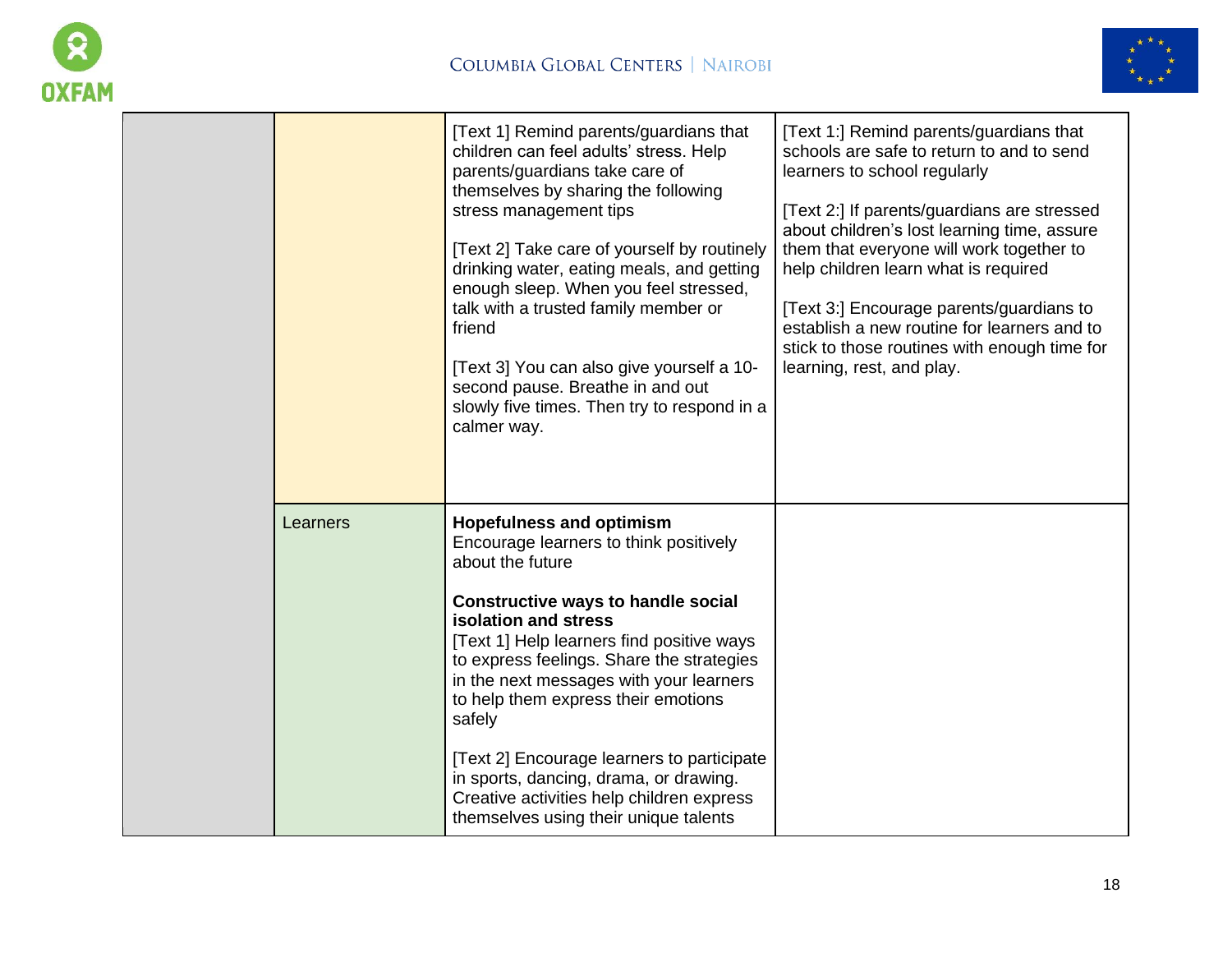| | | | |
|---|---|---|---|
| | | [Text 1] Remind parents/guardians that children can feel adults' stress. Help parents/guardians take care of themselves by sharing the following stress management tips<br><br>[Text 2] Take care of yourself by routinely drinking water, eating meals, and getting enough sleep. When you feel stressed, talk with a trusted family member or friend<br><br>[Text 3] You can also give yourself a 10-second pause. Breathe in and out slowly five times. Then try to respond in a calmer way. | [Text 1:] Remind parents/guardians that schools are safe to return to and to send learners to school regularly<br><br>[Text 2:] If parents/guardians are stressed about children's lost learning time, assure them that everyone will work together to help children learn what is required<br><br>[Text 3:] Encourage parents/guardians to establish a new routine for learners and to stick to those routines with enough time for learning, rest, and play. |
| | Learners | **Hopefulness and optimism**<br>Encourage learners to think positively about the future<br><br>**Constructive ways to handle social isolation and stress**<br>[Text 1] Help learners find positive ways to express feelings. Share the strategies in the next messages with your learners to help them express their emotions safely<br><br>[Text 2] Encourage learners to participate in sports, dancing, drama, or drawing. Creative activities help children express themselves using their unique talents | |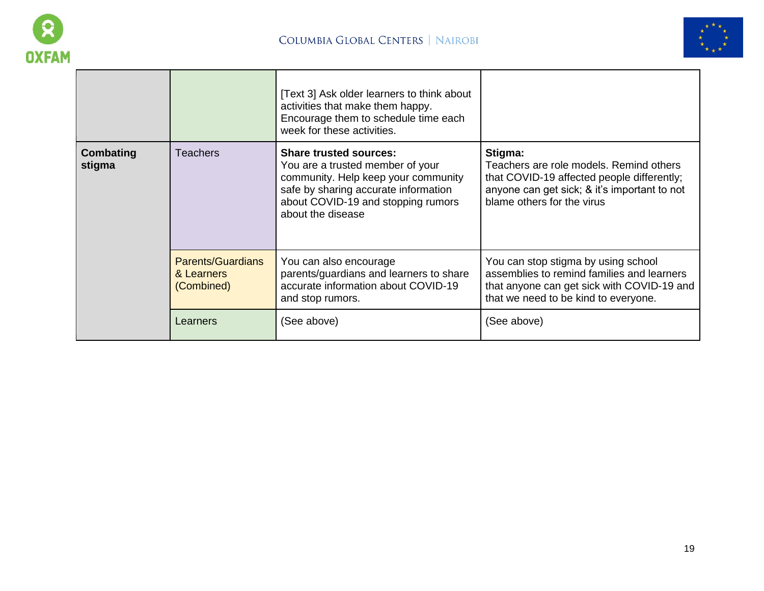| | | | |
|---|---|---|---|
| | | [Text 3] Ask older learners to think about activities that make them happy. Encourage them to schedule time each week for these activities. | |
| **Combating stigma** | Teachers | **Share trusted sources:** You are a trusted member of your community. Help keep your community safe by sharing accurate information about COVID-19 and stopping rumors about the disease | **Stigma:** Teachers are role models. Remind others that COVID-19 affected people differently; anyone can get sick; & it's important to not blame others for the virus |
| | Parents/Guardians & Learners (Combined) | You can also encourage parents/guardians and learners to share accurate information about COVID-19 and stop rumors. | You can stop stigma by using school assemblies to remind families and learners that anyone can get sick with COVID-19 and that we need to be kind to everyone. |
| | Learners | (See above) | (See above) |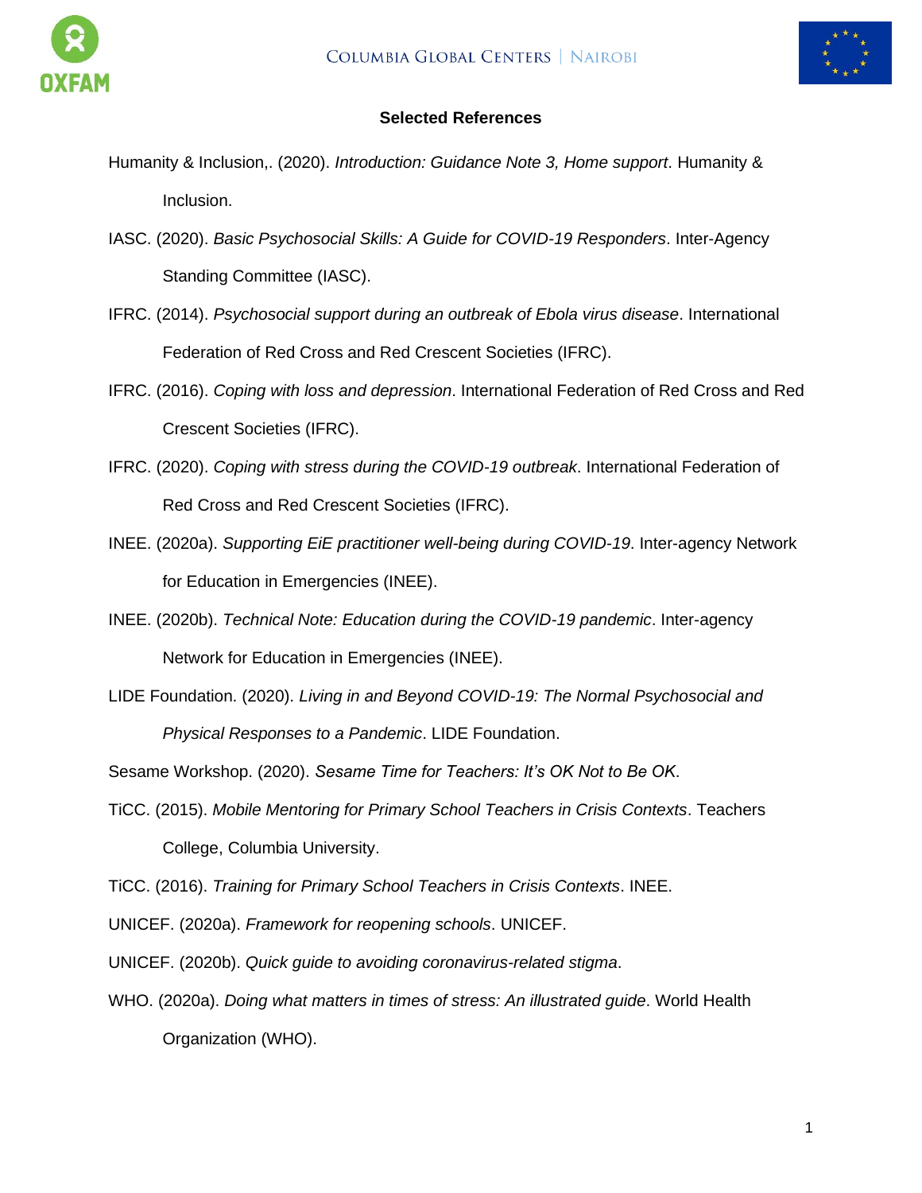## Selected References

Humanity & Inclusion,. (2020). *Introduction: Guidance Note 3, Home support*. Humanity & Inclusion.

IASC. (2020). *Basic Psychosocial Skills: A Guide for COVID-19 Responders*. Inter-Agency Standing Committee (IASC).

IFRC. (2014). *Psychosocial support during an outbreak of Ebola virus disease*. International Federation of Red Cross and Red Crescent Societies (IFRC).

IFRC. (2016). *Coping with loss and depression*. International Federation of Red Cross and Red Crescent Societies (IFRC).

IFRC. (2020). *Coping with stress during the COVID-19 outbreak*. International Federation of Red Cross and Red Crescent Societies (IFRC).

INEE. (2020a). *Supporting EiE practitioner well-being during COVID-19*. Inter-agency Network for Education in Emergencies (INEE).

INEE. (2020b). *Technical Note: Education during the COVID-19 pandemic*. Inter-agency Network for Education in Emergencies (INEE).

LIDE Foundation. (2020). *Living in and Beyond COVID-19: The Normal Psychosocial and Physical Responses to a Pandemic*. LIDE Foundation.

Sesame Workshop. (2020). *Sesame Time for Teachers: It's OK Not to Be OK*.

TiCC. (2015). *Mobile Mentoring for Primary School Teachers in Crisis Contexts*. Teachers College, Columbia University.

TiCC. (2016). *Training for Primary School Teachers in Crisis Contexts*. INEE.

UNICEF. (2020a). *Framework for reopening schools*. UNICEF.

UNICEF. (2020b). *Quick guide to avoiding coronavirus-related stigma*.

WHO. (2020a). *Doing what matters in times of stress: An illustrated guide*. World Health Organization (WHO).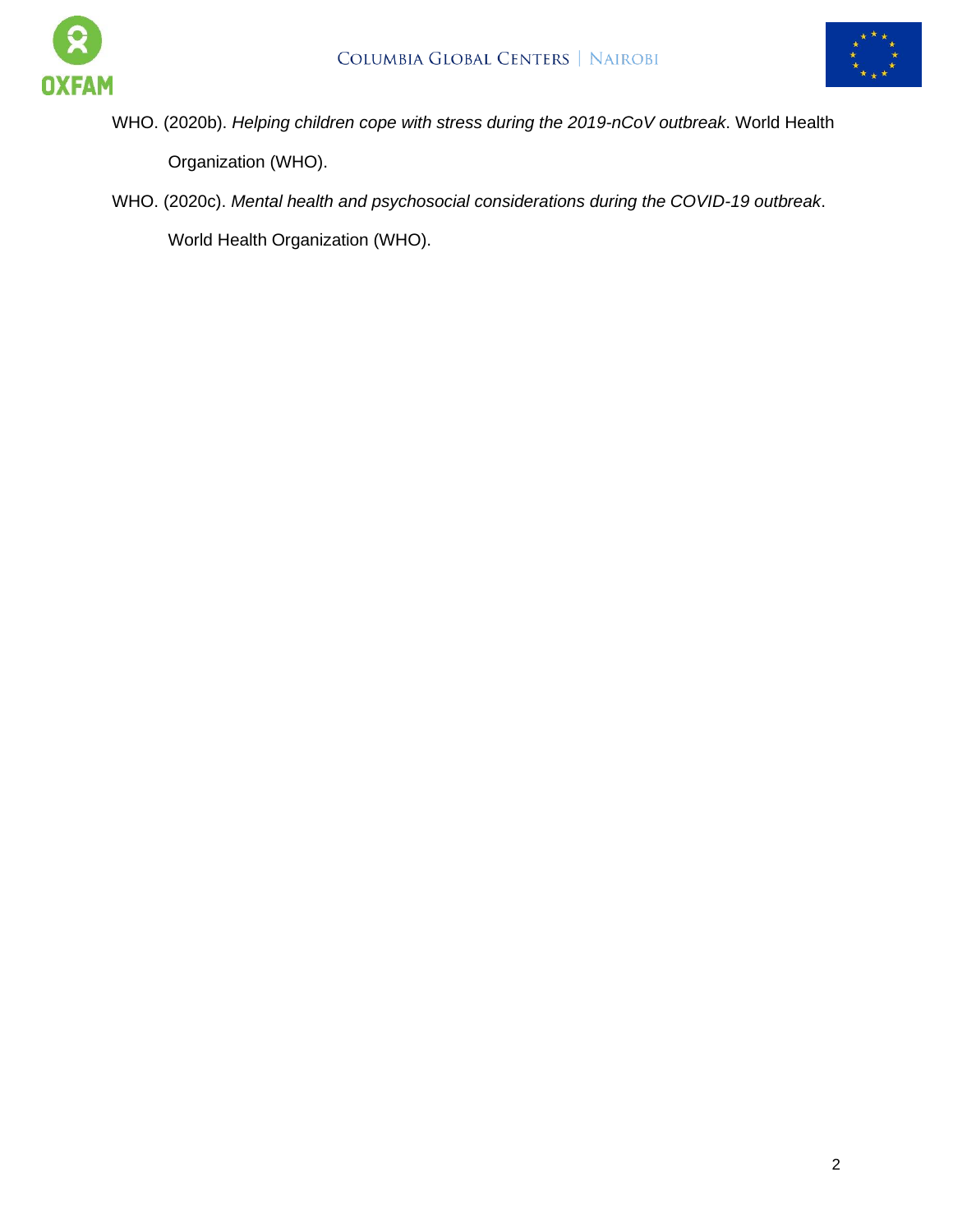WHO. (2020b). *Helping children cope with stress during the 2019-nCoV outbreak*. World Health Organization (WHO).

WHO. (2020c). *Mental health and psychosocial considerations during the COVID-19 outbreak*. World Health Organization (WHO).